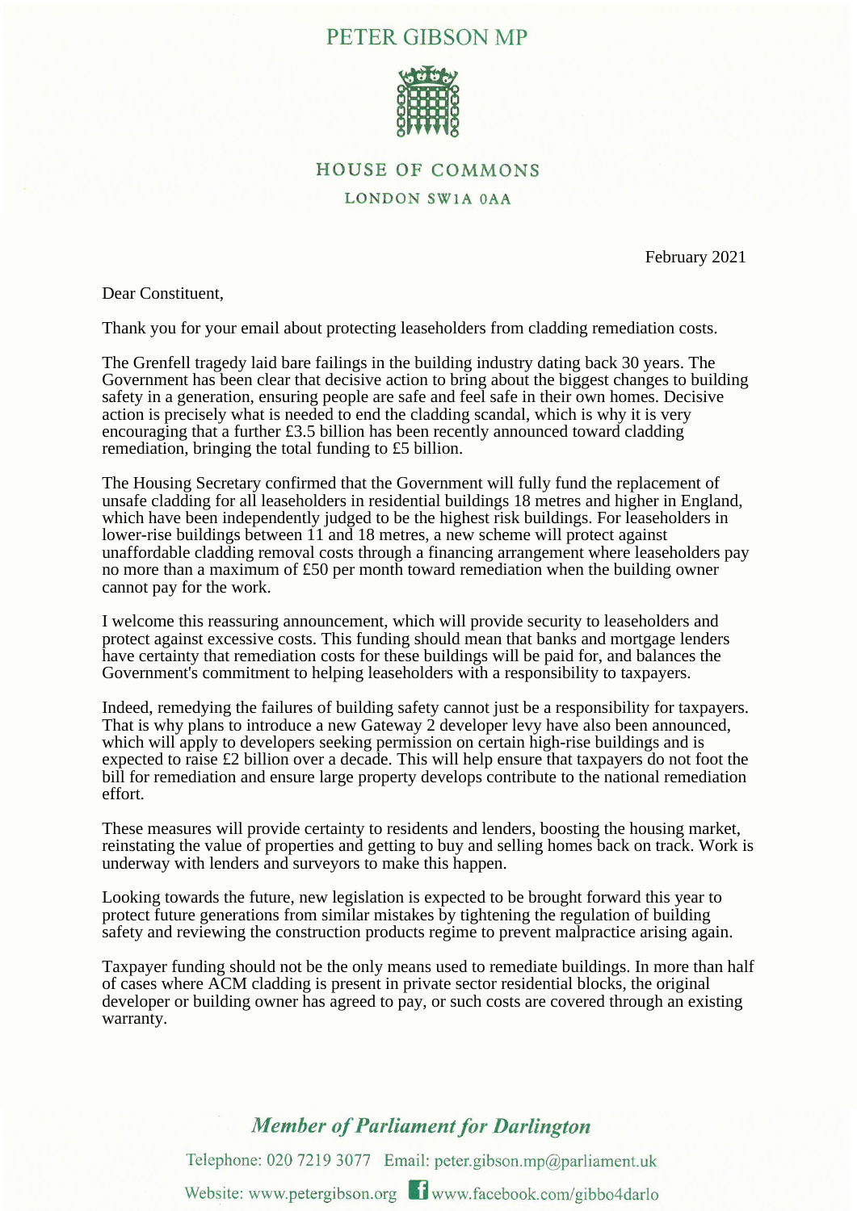# PETER GIBSON MP

HOUSE OF COMMONS

LONDON SW1A 0AA

February 2021

Dear Constituent,

Thank you for your email about protecting leaseholders from cladding remediation costs.

The Grenfell tragedy laid bare failings in the building industry dating back 30 years. The Government has been clear that decisive action to bring about the biggest changes to building safety in a generation, ensuring people are safe and feel safe in their own homes. Decisive action is precisely what is needed to end the cladding scandal, which is why it is very encouraging that a further £3.5 billion has been recently announced toward cladding remediation, bringing the total funding to £5 billion.

The Housing Secretary confirmed that the Government will fully fund the replacement of unsafe cladding for all leaseholders in residential buildings 18 metres and higher in England, which have been independently judged to be the highest risk buildings. For leaseholders in lower-rise buildings between 11 and 18 metres, a new scheme will protect against unaffordable cladding removal costs through a financing arrangement where leaseholders pay no more than a maximum of £50 per month toward remediation when the building owner cannot pay for the work.

I welcome this reassuring announcement, which will provide security to leaseholders and protect against excessive costs. This funding should mean that banks and mortgage lenders have certainty that remediation costs for these buildings will be paid for, and balances the Government's commitment to helping leaseholders with a responsibility to taxpayers.

Indeed, remedying the failures of building safety cannot just be a responsibility for taxpayers. That is why plans to introduce a new Gateway 2 developer levy have also been announced, which will apply to developers seeking permission on certain high-rise buildings and is expected to raise £2 billion over a decade. This will help ensure that taxpayers do not foot the bill for remediation and ensure large property develops contribute to the national remediation effort.

These measures will provide certainty to residents and lenders, boosting the housing market, reinstating the value of properties and getting to buy and selling homes back on track. Work is underway with lenders and surveyors to make this happen.

Looking towards the future, new legislation is expected to be brought forward this year to protect future generations from similar mistakes by tightening the regulation of building safety and reviewing the construction products regime to prevent malpractice arising again.

Taxpayer funding should not be the only means used to remediate buildings. In more than half of cases where ACM cladding is present in private sector residential blocks, the original developer or building owner has agreed to pay, or such costs are covered through an existing warranty.

*Member of Parliament for Darlington*

Telephone: 020 7219 3077 Email: peter.gibson.mp@parliament.uk

Website: www.petergibson.org www.facebook.com/gibbo4darlo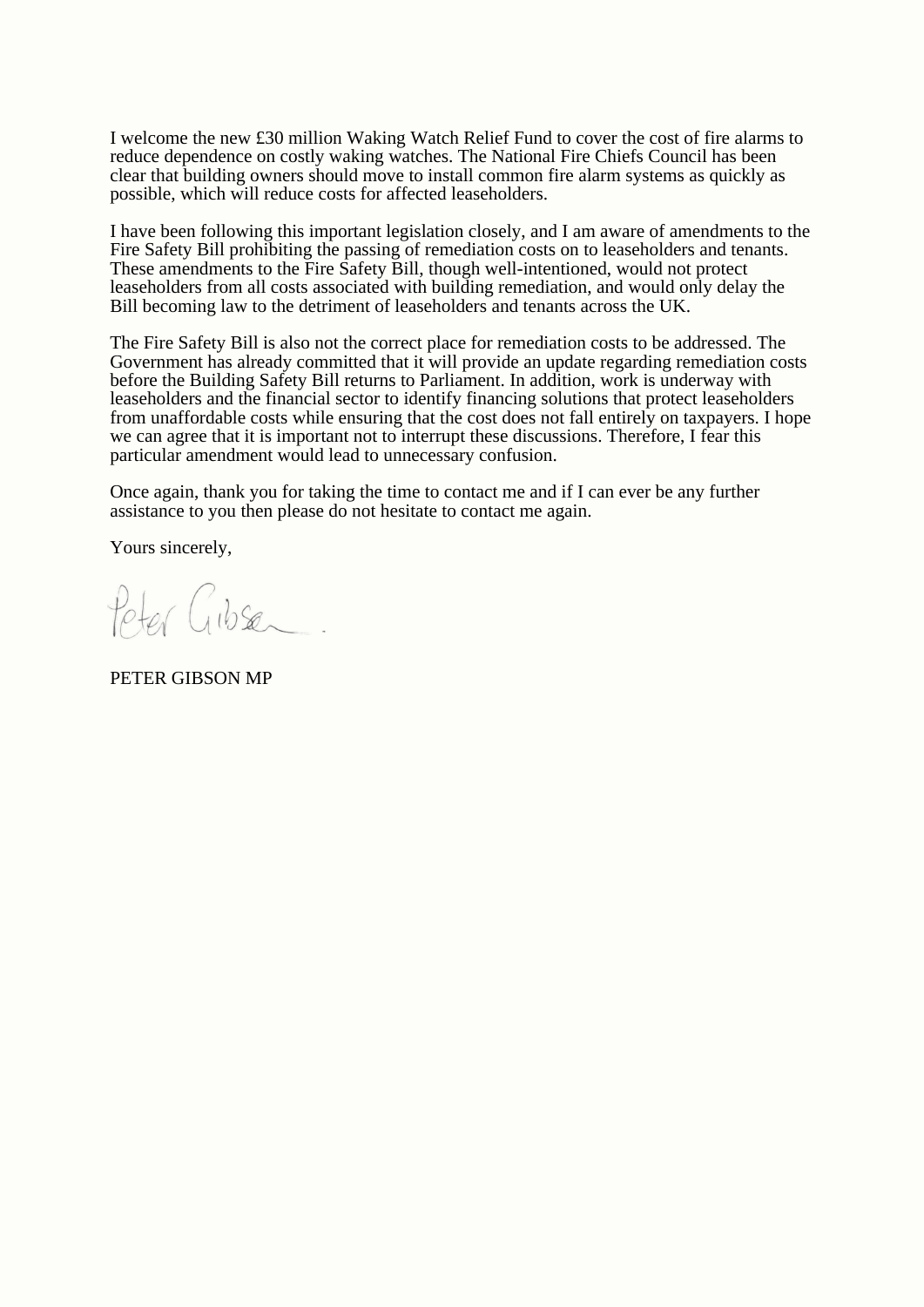I welcome the new £30 million Waking Watch Relief Fund to cover the cost of fire alarms to reduce dependence on costly waking watches. The National Fire Chiefs Council has been clear that building owners should move to install common fire alarm systems as quickly as possible, which will reduce costs for affected leaseholders.

I have been following this important legislation closely, and I am aware of amendments to the Fire Safety Bill prohibiting the passing of remediation costs on to leaseholders and tenants. These amendments to the Fire Safety Bill, though well-intentioned, would not protect leaseholders from all costs associated with building remediation, and would only delay the Bill becoming law to the detriment of leaseholders and tenants across the UK.

The Fire Safety Bill is also not the correct place for remediation costs to be addressed. The Government has already committed that it will provide an update regarding remediation costs before the Building Safety Bill returns to Parliament. In addition, work is underway with leaseholders and the financial sector to identify financing solutions that protect leaseholders from unaffordable costs while ensuring that the cost does not fall entirely on taxpayers. I hope we can agree that it is important not to interrupt these discussions. Therefore, I fear this particular amendment would lead to unnecessary confusion.

Once again, thank you for taking the time to contact me and if I can ever be any further assistance to you then please do not hesitate to contact me again.

Yours sincerely,

Peter Gibson

PETER GIBSON MP